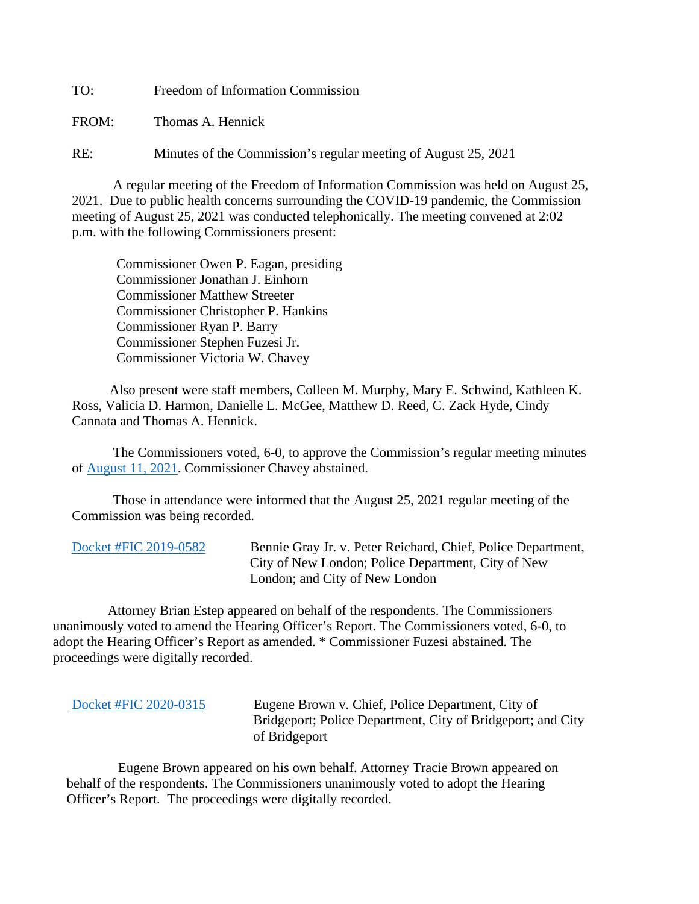TO: Freedom of Information Commission

FROM: Thomas A. Hennick

RE: Minutes of the Commission's regular meeting of August 25, 2021

A regular meeting of the Freedom of Information Commission was held on August 25, 2021. Due to public health concerns surrounding the COVID-19 pandemic, the Commission meeting of August 25, 2021 was conducted telephonically. The meeting convened at 2:02 p.m. with the following Commissioners present:

Commissioner Owen P. Eagan, presiding
Commissioner Jonathan J. Einhorn
Commissioner Matthew Streeter
Commissioner Christopher P. Hankins
Commissioner Ryan P. Barry
Commissioner Stephen Fuzesi Jr.
Commissioner Victoria W. Chavey

Also present were staff members, Colleen M. Murphy, Mary E. Schwind, Kathleen K. Ross, Valicia D. Harmon, Danielle L. McGee, Matthew D. Reed, C. Zack Hyde, Cindy Cannata and Thomas A. Hennick.

The Commissioners voted, 6-0, to approve the Commission's regular meeting minutes of August 11, 2021. Commissioner Chavey abstained.

Those in attendance were informed that the August 25, 2021 regular meeting of the Commission was being recorded.

Docket #FIC 2019-0582 Bennie Gray Jr. v. Peter Reichard, Chief, Police Department, City of New London; Police Department, City of New London; and City of New London

Attorney Brian Estep appeared on behalf of the respondents. The Commissioners unanimously voted to amend the Hearing Officer's Report. The Commissioners voted, 6-0, to adopt the Hearing Officer's Report as amended. * Commissioner Fuzesi abstained. The proceedings were digitally recorded.

Docket #FIC 2020-0315 Eugene Brown v. Chief, Police Department, City of Bridgeport; Police Department, City of Bridgeport; and City of Bridgeport

Eugene Brown appeared on his own behalf. Attorney Tracie Brown appeared on behalf of the respondents. The Commissioners unanimously voted to adopt the Hearing Officer's Report. The proceedings were digitally recorded.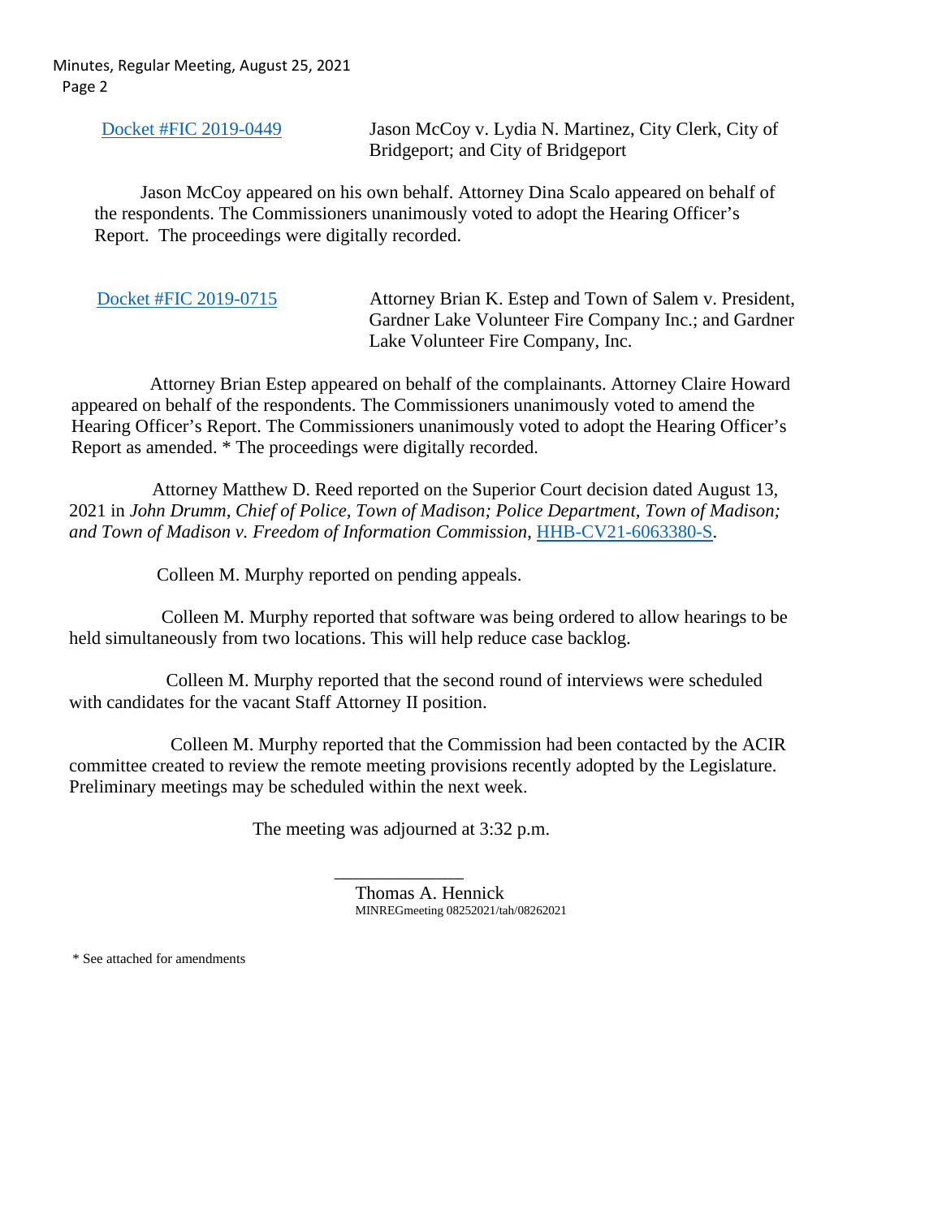Docket #FIC 2019-0449 Jason McCoy v. Lydia N. Martinez, City Clerk, City of Bridgeport; and City of Bridgeport

Jason McCoy appeared on his own behalf. Attorney Dina Scalo appeared on behalf of the respondents. The Commissioners unanimously voted to adopt the Hearing Officer's Report. The proceedings were digitally recorded.

Docket #FIC 2019-0715 Attorney Brian K. Estep and Town of Salem v. President, Gardner Lake Volunteer Fire Company Inc.; and Gardner Lake Volunteer Fire Company, Inc.

Attorney Brian Estep appeared on behalf of the complainants. Attorney Claire Howard appeared on behalf of the respondents. The Commissioners unanimously voted to amend the Hearing Officer's Report. The Commissioners unanimously voted to adopt the Hearing Officer's Report as amended. * The proceedings were digitally recorded.

Attorney Matthew D. Reed reported on the Superior Court decision dated August 13, 2021 in *John Drumm, Chief of Police, Town of Madison; Police Department, Town of Madison; and Town of Madison v. Freedom of Information Commission*, HHB-CV21-6063380-S.

Colleen M. Murphy reported on pending appeals.

Colleen M. Murphy reported that software was being ordered to allow hearings to be held simultaneously from two locations. This will help reduce case backlog.

Colleen M. Murphy reported that the second round of interviews were scheduled with candidates for the vacant Staff Attorney II position.

Colleen M. Murphy reported that the Commission had been contacted by the ACIR committee created to review the remote meeting provisions recently adopted by the Legislature. Preliminary meetings may be scheduled within the next week.

The meeting was adjourned at 3:32 p.m.

\_\_\_\_\_\_\_\_\_\_\_\_\_\_
Thomas A. Hennick
MINREGmeeting 08252021/tah/08262021

* See attached for amendments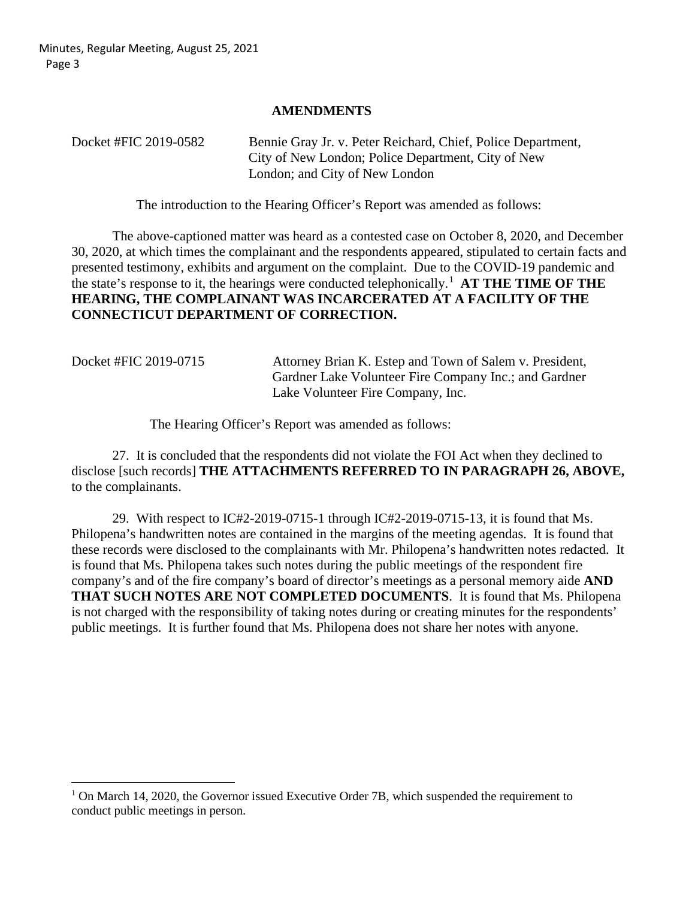## AMENDMENTS

Docket #FIC 2019-0582 Bennie Gray Jr. v. Peter Reichard, Chief, Police Department, City of New London; Police Department, City of New London; and City of New London

The introduction to the Hearing Officer's Report was amended as follows:

The above-captioned matter was heard as a contested case on October 8, 2020, and December 30, 2020, at which times the complainant and the respondents appeared, stipulated to certain facts and presented testimony, exhibits and argument on the complaint. Due to the COVID-19 pandemic and the state's response to it, the hearings were conducted telephonically.[1] **AT THE TIME OF THE HEARING, THE COMPLAINANT WAS INCARCERATED AT A FACILITY OF THE CONNECTICUT DEPARTMENT OF CORRECTION.**

Docket #FIC 2019-0715 Attorney Brian K. Estep and Town of Salem v. President, Gardner Lake Volunteer Fire Company Inc.; and Gardner Lake Volunteer Fire Company, Inc.

The Hearing Officer's Report was amended as follows:

27. It is concluded that the respondents did not violate the FOI Act when they declined to disclose [such records] **THE ATTACHMENTS REFERRED TO IN PARAGRAPH 26, ABOVE,** to the complainants.

29. With respect to IC#2-2019-0715-1 through IC#2-2019-0715-13, it is found that Ms. Philopena's handwritten notes are contained in the margins of the meeting agendas. It is found that these records were disclosed to the complainants with Mr. Philopena's handwritten notes redacted. It is found that Ms. Philopena takes such notes during the public meetings of the respondent fire company's and of the fire company's board of director's meetings as a personal memory aide **AND THAT SUCH NOTES ARE NOT COMPLETED DOCUMENTS**. It is found that Ms. Philopena is not charged with the responsibility of taking notes during or creating minutes for the respondents' public meetings. It is further found that Ms. Philopena does not share her notes with anyone.

[1] On March 14, 2020, the Governor issued Executive Order 7B, which suspended the requirement to conduct public meetings in person.